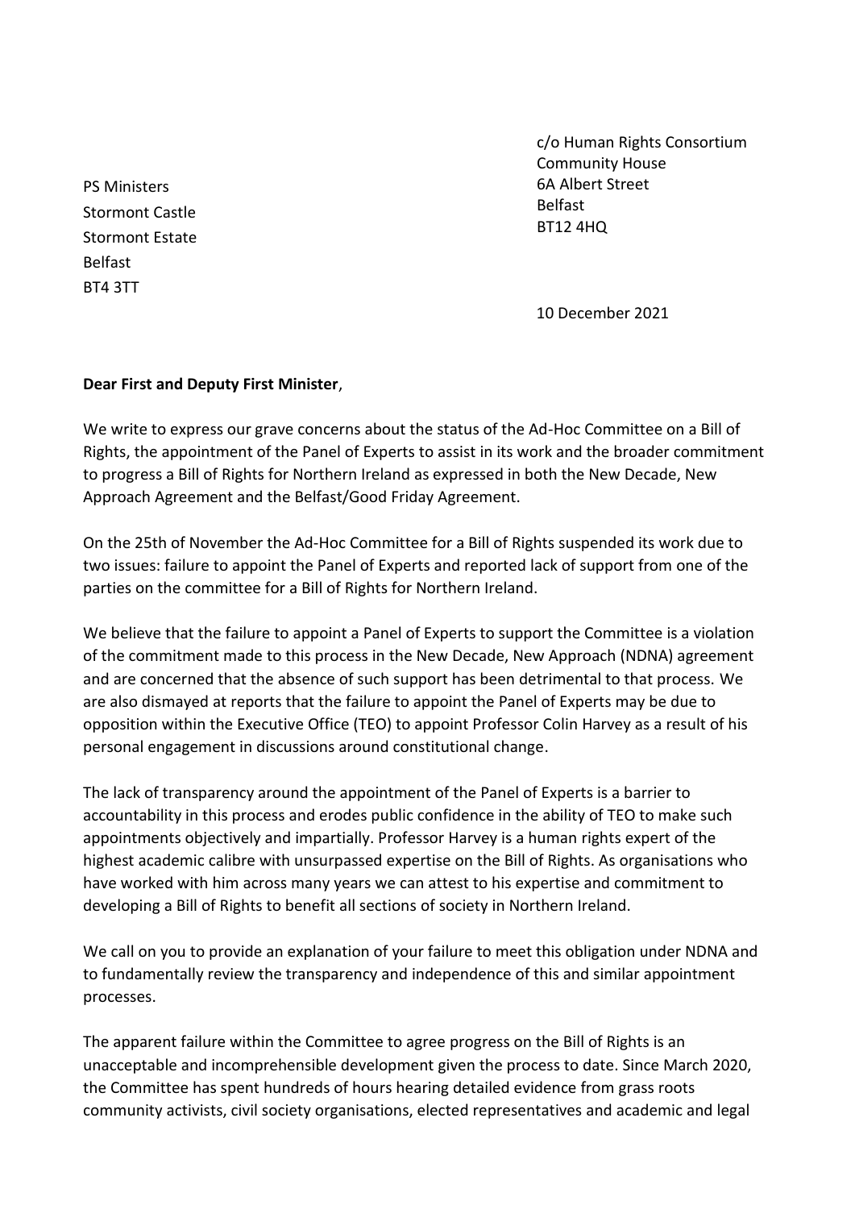c/o Human Rights Consortium
Community House
6A Albert Street
Belfast
BT12 4HQ

PS Ministers
Stormont Castle
Stormont Estate
Belfast
BT4 3TT

10 December 2021

**Dear First and Deputy First Minister**,

We write to express our grave concerns about the status of the Ad-Hoc Committee on a Bill of Rights, the appointment of the Panel of Experts to assist in its work and the broader commitment to progress a Bill of Rights for Northern Ireland as expressed in both the New Decade, New Approach Agreement and the Belfast/Good Friday Agreement.

On the 25th of November the Ad-Hoc Committee for a Bill of Rights suspended its work due to two issues: failure to appoint the Panel of Experts and reported lack of support from one of the parties on the committee for a Bill of Rights for Northern Ireland.

We believe that the failure to appoint a Panel of Experts to support the Committee is a violation of the commitment made to this process in the New Decade, New Approach (NDNA) agreement and are concerned that the absence of such support has been detrimental to that process. We are also dismayed at reports that the failure to appoint the Panel of Experts may be due to opposition within the Executive Office (TEO) to appoint Professor Colin Harvey as a result of his personal engagement in discussions around constitutional change.

The lack of transparency around the appointment of the Panel of Experts is a barrier to accountability in this process and erodes public confidence in the ability of TEO to make such appointments objectively and impartially. Professor Harvey is a human rights expert of the highest academic calibre with unsurpassed expertise on the Bill of Rights. As organisations who have worked with him across many years we can attest to his expertise and commitment to developing a Bill of Rights to benefit all sections of society in Northern Ireland.

We call on you to provide an explanation of your failure to meet this obligation under NDNA and to fundamentally review the transparency and independence of this and similar appointment processes.

The apparent failure within the Committee to agree progress on the Bill of Rights is an unacceptable and incomprehensible development given the process to date. Since March 2020, the Committee has spent hundreds of hours hearing detailed evidence from grass roots community activists, civil society organisations, elected representatives and academic and legal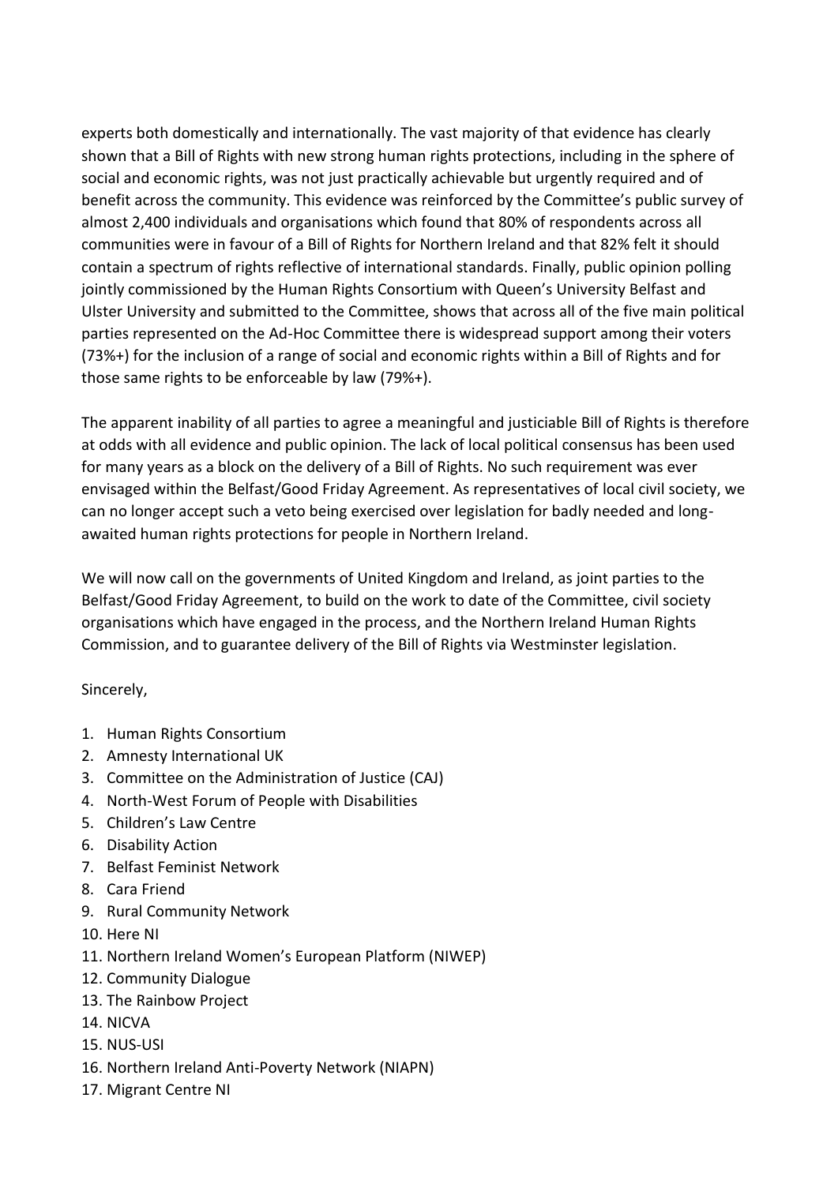experts both domestically and internationally. The vast majority of that evidence has clearly shown that a Bill of Rights with new strong human rights protections, including in the sphere of social and economic rights, was not just practically achievable but urgently required and of benefit across the community. This evidence was reinforced by the Committee's public survey of almost 2,400 individuals and organisations which found that 80% of respondents across all communities were in favour of a Bill of Rights for Northern Ireland and that 82% felt it should contain a spectrum of rights reflective of international standards. Finally, public opinion polling jointly commissioned by the Human Rights Consortium with Queen's University Belfast and Ulster University and submitted to the Committee, shows that across all of the five main political parties represented on the Ad-Hoc Committee there is widespread support among their voters (73%+) for the inclusion of a range of social and economic rights within a Bill of Rights and for those same rights to be enforceable by law (79%+).

The apparent inability of all parties to agree a meaningful and justiciable Bill of Rights is therefore at odds with all evidence and public opinion. The lack of local political consensus has been used for many years as a block on the delivery of a Bill of Rights. No such requirement was ever envisaged within the Belfast/Good Friday Agreement. As representatives of local civil society, we can no longer accept such a veto being exercised over legislation for badly needed and long-awaited human rights protections for people in Northern Ireland.

We will now call on the governments of United Kingdom and Ireland, as joint parties to the Belfast/Good Friday Agreement, to build on the work to date of the Committee, civil society organisations which have engaged in the process, and the Northern Ireland Human Rights Commission, and to guarantee delivery of the Bill of Rights via Westminster legislation.

Sincerely,

1. Human Rights Consortium
2. Amnesty International UK
3. Committee on the Administration of Justice (CAJ)
4. North-West Forum of People with Disabilities
5. Children's Law Centre
6. Disability Action
7. Belfast Feminist Network
8. Cara Friend
9. Rural Community Network
10. Here NI
11. Northern Ireland Women's European Platform (NIWEP)
12. Community Dialogue
13. The Rainbow Project
14. NICVA
15. NUS-USI
16. Northern Ireland Anti-Poverty Network (NIAPN)
17. Migrant Centre NI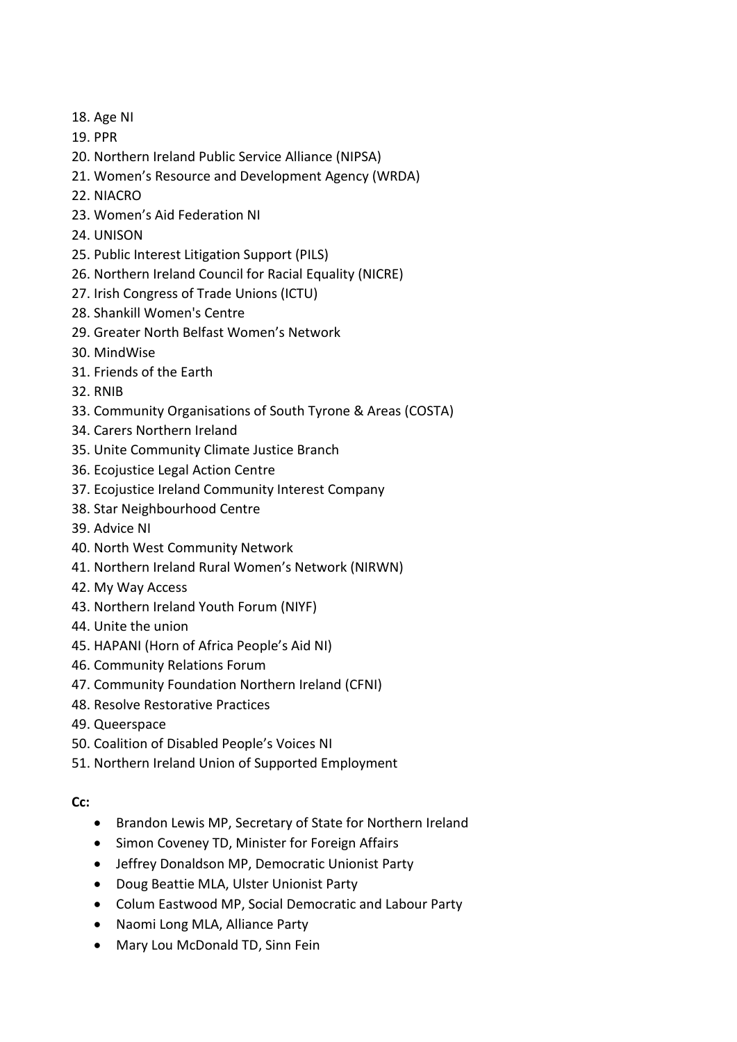18. Age NI
19. PPR
20. Northern Ireland Public Service Alliance (NIPSA)
21. Women's Resource and Development Agency (WRDA)
22. NIACRO
23. Women's Aid Federation NI
24. UNISON
25. Public Interest Litigation Support (PILS)
26. Northern Ireland Council for Racial Equality (NICRE)
27. Irish Congress of Trade Unions (ICTU)
28. Shankill Women's Centre
29. Greater North Belfast Women's Network
30. MindWise
31. Friends of the Earth
32. RNIB
33. Community Organisations of South Tyrone & Areas (COSTA)
34. Carers Northern Ireland
35. Unite Community Climate Justice Branch
36. Ecojustice Legal Action Centre
37. Ecojustice Ireland Community Interest Company
38. Star Neighbourhood Centre
39. Advice NI
40. North West Community Network
41. Northern Ireland Rural Women's Network (NIRWN)
42. My Way Access
43. Northern Ireland Youth Forum (NIYF)
44. Unite the union
45. HAPANI (Horn of Africa People's Aid NI)
46. Community Relations Forum
47. Community Foundation Northern Ireland (CFNI)
48. Resolve Restorative Practices
49. Queerspace
50. Coalition of Disabled People's Voices NI
51. Northern Ireland Union of Supported Employment

**Cc:**

- Brandon Lewis MP, Secretary of State for Northern Ireland
- Simon Coveney TD, Minister for Foreign Affairs
- Jeffrey Donaldson MP, Democratic Unionist Party
- Doug Beattie MLA, Ulster Unionist Party
- Colum Eastwood MP, Social Democratic and Labour Party
- Naomi Long MLA, Alliance Party
- Mary Lou McDonald TD, Sinn Fein